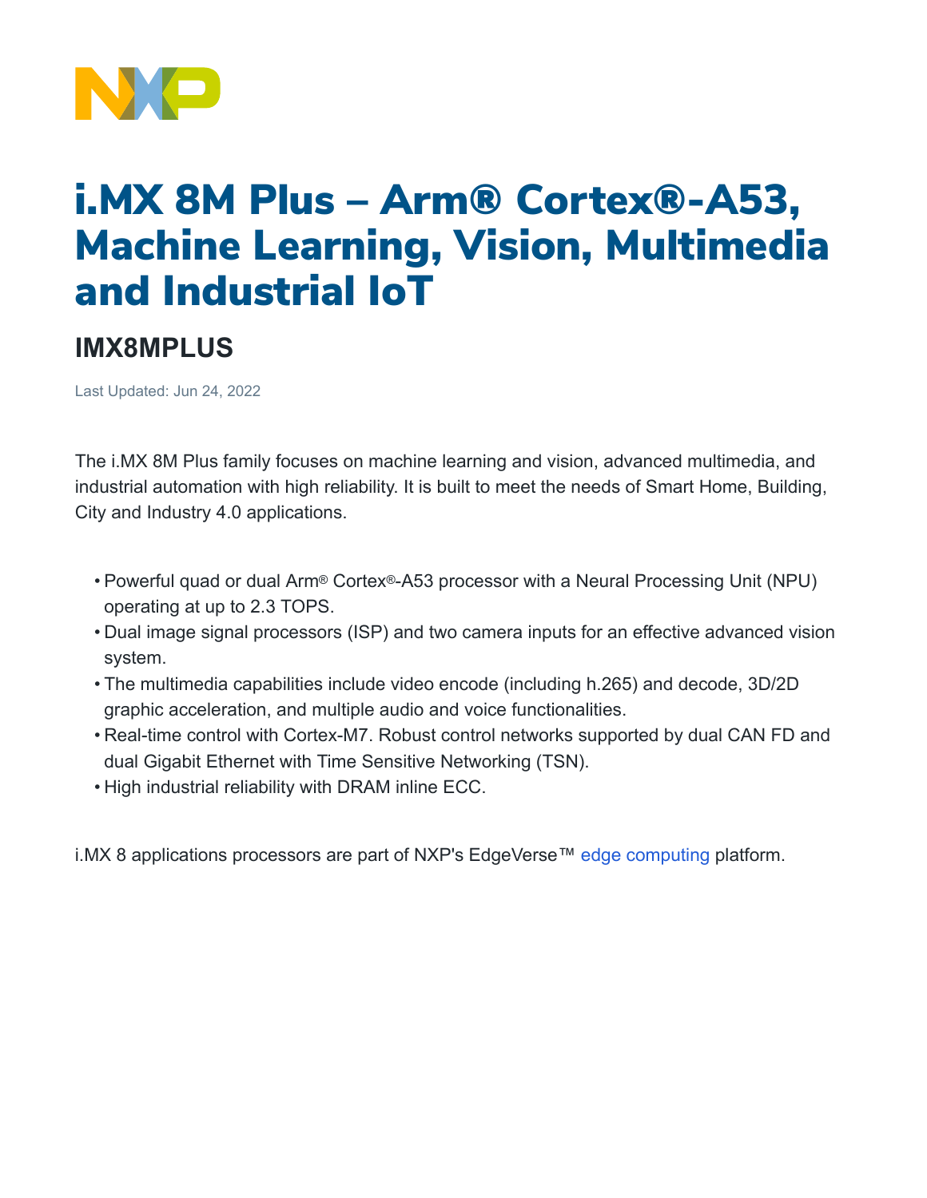# i.MX 8M Plus – Arm® Cortex®-A53, Machine Learning, Vision, Multimedia and Industrial IoT

## IMX8MPLUS

Last Updated: Jun 24, 2022

The i.MX 8M Plus family focuses on machine learning and vision, advanced multimedia, and industrial automation with high reliability. It is built to meet the needs of Smart Home, Building, City and Industry 4.0 applications.

- Powerful quad or dual Arm® Cortex®-A53 processor with a Neural Processing Unit (NPU) operating at up to 2.3 TOPS.
- Dual image signal processors (ISP) and two camera inputs for an effective advanced vision system.
- The multimedia capabilities include video encode (including h.265) and decode, 3D/2D graphic acceleration, and multiple audio and voice functionalities.
- Real-time control with Cortex-M7. Robust control networks supported by dual CAN FD and dual Gigabit Ethernet with Time Sensitive Networking (TSN).
- High industrial reliability with DRAM inline ECC.

i.MX 8 applications processors are part of NXP's EdgeVerse™ edge computing platform.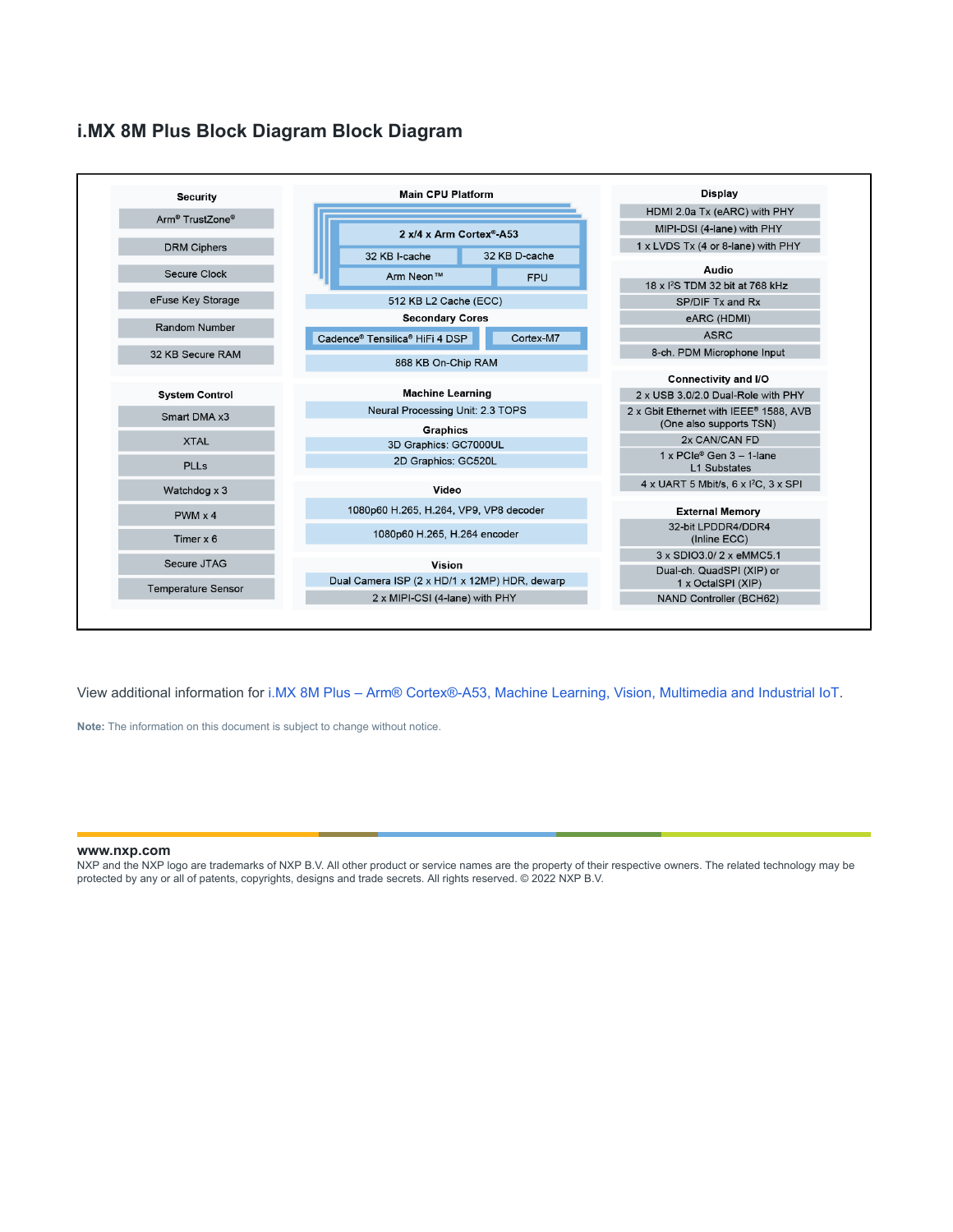## i.MX 8M Plus Block Diagram Block Diagram

**Security**

- Arm® TrustZone®
- DRM Ciphers
- Secure Clock
- eFuse Key Storage
- Random Number
- 32 KB Secure RAM

**System Control**

- Smart DMA x3
- XTAL
- PLLs
- Watchdog x 3
- PWM x 4
- Timer x 6
- Secure JTAG
- Temperature Sensor

**Main CPU Platform**

- 2 x/4 x Arm Cortex®-A53
- 32 KB I-cache
- 32 KB D-cache
- Arm Neon™
- FPU
- 512 KB L2 Cache (ECC)

**Secondary Cores**

- Cadence® Tensilica® HiFi 4 DSP
- Cortex-M7
- 868 KB On-Chip RAM

**Machine Learning**

- Neural Processing Unit: 2.3 TOPS

**Graphics**

- 3D Graphics: GC7000UL
- 2D Graphics: GC520L

**Video**

- 1080p60 H.265, H.264, VP9, VP8 decoder
- 1080p60 H.265, H.264 encoder

**Vision**

- Dual Camera ISP (2 x HD/1 x 12MP) HDR, dewarp
- 2 x MIPI-CSI (4-lane) with PHY

**Display**

- HDMI 2.0a Tx (eARC) with PHY
- MIPI-DSI (4-lane) with PHY
- 1 x LVDS Tx (4 or 8-lane) with PHY

**Audio**

- 18 x I²S TDM 32 bit at 768 kHz
- SP/DIF Tx and Rx
- eARC (HDMI)
- ASRC
- 8-ch. PDM Microphone Input

**Connectivity and I/O**

- 2 x USB 3.0/2.0 Dual-Role with PHY
- 2 x Gbit Ethernet with IEEE® 1588, AVB (One also supports TSN)
- 2x CAN/CAN FD
- 1 x PCIe® Gen 3 – 1-lane L1 Substates
- 4 x UART 5 Mbit/s, 6 x I²C, 3 x SPI

**External Memory**

- 32-bit LPDDR4/DDR4 (Inline ECC)
- 3 x SDIO3.0/ 2 x eMMC5.1
- Dual-ch. QuadSPI (XIP) or 1 x OctalSPI (XIP)
- NAND Controller (BCH62)

View additional information for i.MX 8M Plus – Arm® Cortex®-A53, Machine Learning, Vision, Multimedia and Industrial IoT.

**Note:** The information on this document is subject to change without notice.

**www.nxp.com**

NXP and the NXP logo are trademarks of NXP B.V. All other product or service names are the property of their respective owners. The related technology may be protected by any or all of patents, copyrights, designs and trade secrets. All rights reserved. © 2022 NXP B.V.